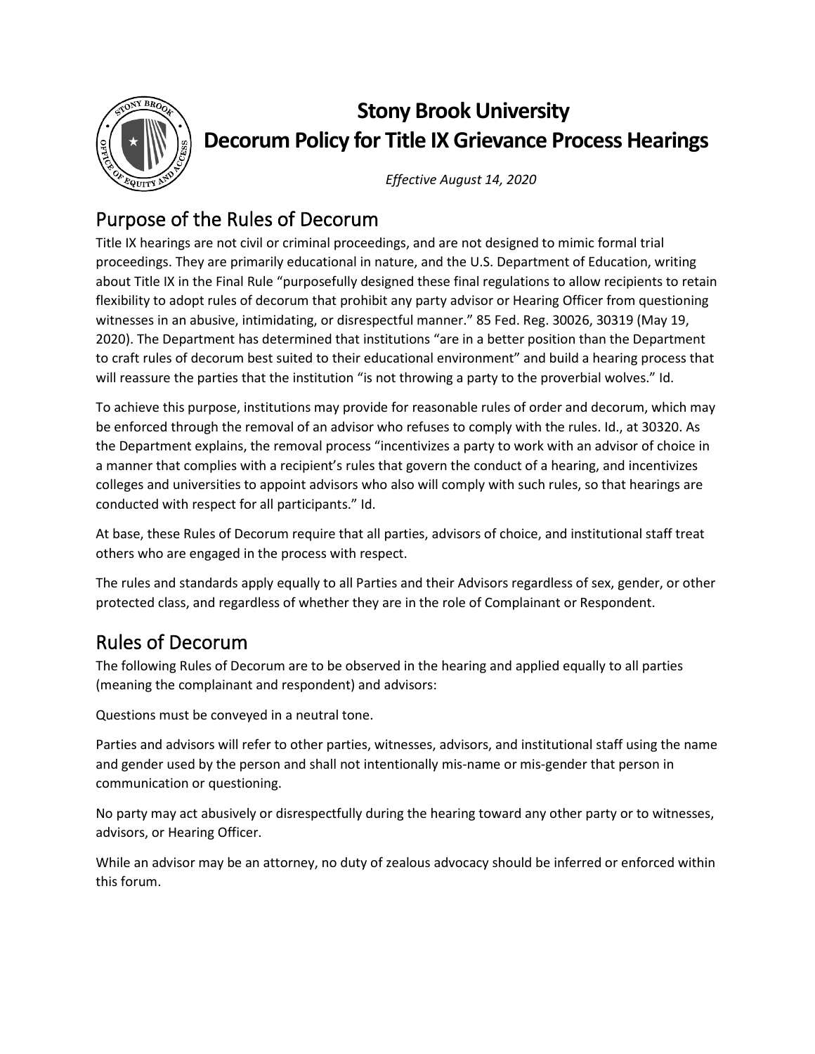# Stony Brook University
# Decorum Policy for Title IX Grievance Process Hearings

*Effective August 14, 2020*

## Purpose of the Rules of Decorum

Title IX hearings are not civil or criminal proceedings, and are not designed to mimic formal trial proceedings. They are primarily educational in nature, and the U.S. Department of Education, writing about Title IX in the Final Rule "purposefully designed these final regulations to allow recipients to retain flexibility to adopt rules of decorum that prohibit any party advisor or Hearing Officer from questioning witnesses in an abusive, intimidating, or disrespectful manner." 85 Fed. Reg. 30026, 30319 (May 19, 2020). The Department has determined that institutions "are in a better position than the Department to craft rules of decorum best suited to their educational environment" and build a hearing process that will reassure the parties that the institution "is not throwing a party to the proverbial wolves." Id.

To achieve this purpose, institutions may provide for reasonable rules of order and decorum, which may be enforced through the removal of an advisor who refuses to comply with the rules. Id., at 30320. As the Department explains, the removal process "incentivizes a party to work with an advisor of choice in a manner that complies with a recipient's rules that govern the conduct of a hearing, and incentivizes colleges and universities to appoint advisors who also will comply with such rules, so that hearings are conducted with respect for all participants." Id.

At base, these Rules of Decorum require that all parties, advisors of choice, and institutional staff treat others who are engaged in the process with respect.

The rules and standards apply equally to all Parties and their Advisors regardless of sex, gender, or other protected class, and regardless of whether they are in the role of Complainant or Respondent.

## Rules of Decorum

The following Rules of Decorum are to be observed in the hearing and applied equally to all parties (meaning the complainant and respondent) and advisors:

Questions must be conveyed in a neutral tone.

Parties and advisors will refer to other parties, witnesses, advisors, and institutional staff using the name and gender used by the person and shall not intentionally mis-name or mis-gender that person in communication or questioning.

No party may act abusively or disrespectfully during the hearing toward any other party or to witnesses, advisors, or Hearing Officer.

While an advisor may be an attorney, no duty of zealous advocacy should be inferred or enforced within this forum.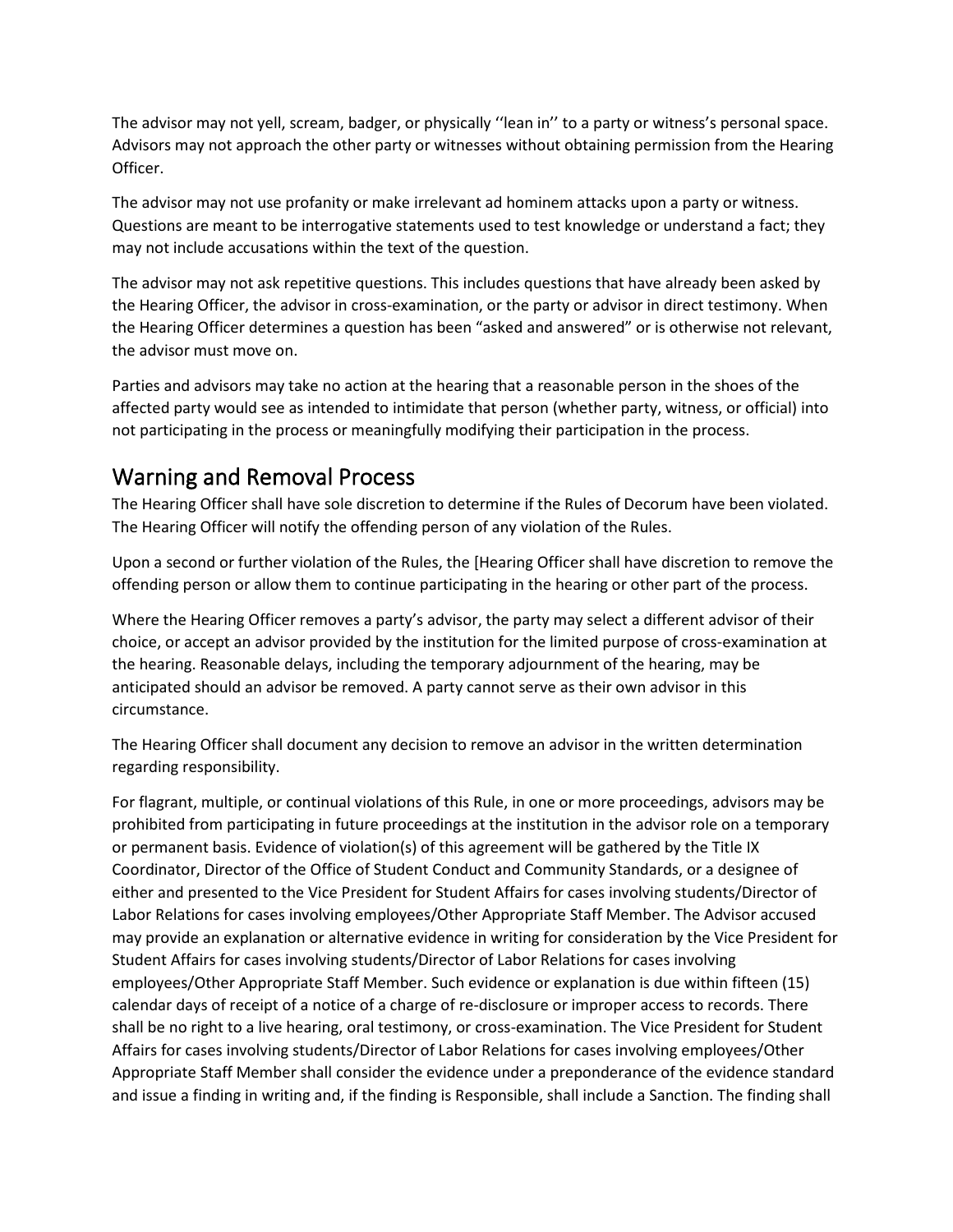The advisor may not yell, scream, badger, or physically ‘‘lean in’’ to a party or witness’s personal space. Advisors may not approach the other party or witnesses without obtaining permission from the Hearing Officer.

The advisor may not use profanity or make irrelevant ad hominem attacks upon a party or witness. Questions are meant to be interrogative statements used to test knowledge or understand a fact; they may not include accusations within the text of the question.

The advisor may not ask repetitive questions. This includes questions that have already been asked by the Hearing Officer, the advisor in cross-examination, or the party or advisor in direct testimony. When the Hearing Officer determines a question has been “asked and answered” or is otherwise not relevant, the advisor must move on.

Parties and advisors may take no action at the hearing that a reasonable person in the shoes of the affected party would see as intended to intimidate that person (whether party, witness, or official) into not participating in the process or meaningfully modifying their participation in the process.

## Warning and Removal Process

The Hearing Officer shall have sole discretion to determine if the Rules of Decorum have been violated. The Hearing Officer will notify the offending person of any violation of the Rules.

Upon a second or further violation of the Rules, the [Hearing Officer shall have discretion to remove the offending person or allow them to continue participating in the hearing or other part of the process.

Where the Hearing Officer removes a party’s advisor, the party may select a different advisor of their choice, or accept an advisor provided by the institution for the limited purpose of cross-examination at the hearing. Reasonable delays, including the temporary adjournment of the hearing, may be anticipated should an advisor be removed. A party cannot serve as their own advisor in this circumstance.

The Hearing Officer shall document any decision to remove an advisor in the written determination regarding responsibility.

For flagrant, multiple, or continual violations of this Rule, in one or more proceedings, advisors may be prohibited from participating in future proceedings at the institution in the advisor role on a temporary or permanent basis. Evidence of violation(s) of this agreement will be gathered by the Title IX Coordinator, Director of the Office of Student Conduct and Community Standards, or a designee of either and presented to the Vice President for Student Affairs for cases involving students/Director of Labor Relations for cases involving employees/Other Appropriate Staff Member. The Advisor accused may provide an explanation or alternative evidence in writing for consideration by the Vice President for Student Affairs for cases involving students/Director of Labor Relations for cases involving employees/Other Appropriate Staff Member. Such evidence or explanation is due within fifteen (15) calendar days of receipt of a notice of a charge of re-disclosure or improper access to records. There shall be no right to a live hearing, oral testimony, or cross-examination. The Vice President for Student Affairs for cases involving students/Director of Labor Relations for cases involving employees/Other Appropriate Staff Member shall consider the evidence under a preponderance of the evidence standard and issue a finding in writing and, if the finding is Responsible, shall include a Sanction. The finding shall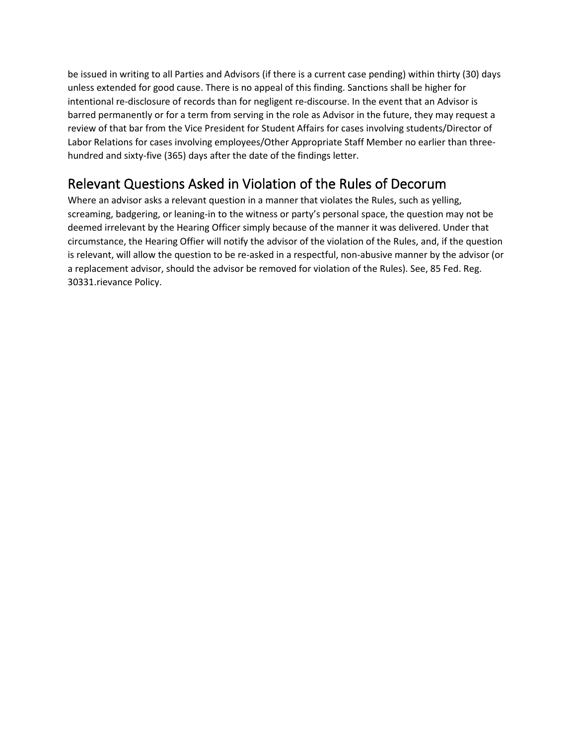be issued in writing to all Parties and Advisors (if there is a current case pending) within thirty (30) days unless extended for good cause. There is no appeal of this finding. Sanctions shall be higher for intentional re-disclosure of records than for negligent re-discourse. In the event that an Advisor is barred permanently or for a term from serving in the role as Advisor in the future, they may request a review of that bar from the Vice President for Student Affairs for cases involving students/Director of Labor Relations for cases involving employees/Other Appropriate Staff Member no earlier than three-hundred and sixty-five (365) days after the date of the findings letter.

## Relevant Questions Asked in Violation of the Rules of Decorum

Where an advisor asks a relevant question in a manner that violates the Rules, such as yelling, screaming, badgering, or leaning-in to the witness or party's personal space, the question may not be deemed irrelevant by the Hearing Officer simply because of the manner it was delivered. Under that circumstance, the Hearing Offier will notify the advisor of the violation of the Rules, and, if the question is relevant, will allow the question to be re-asked in a respectful, non-abusive manner by the advisor (or a replacement advisor, should the advisor be removed for violation of the Rules). See, 85 Fed. Reg. 30331.rievance Policy.